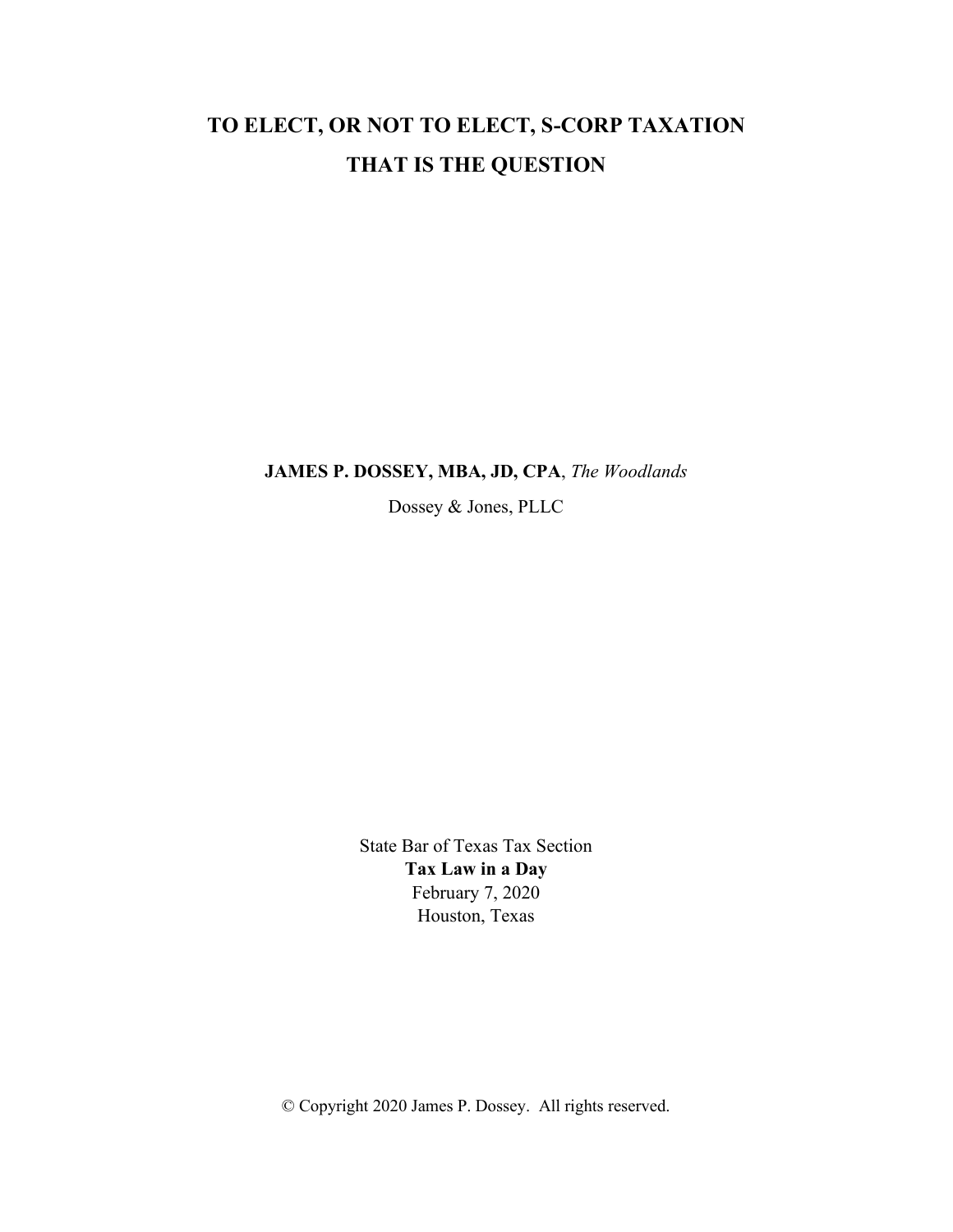# TO ELECT, OR NOT TO ELECT, S-CORP TAXATION THAT IS THE QUESTION

**JAMES P. DOSSEY, MBA, JD, CPA**, *The Woodlands*

Dossey & Jones, PLLC

State Bar of Texas Tax Section

**Tax Law in a Day**

February 7, 2020

Houston, Texas

© Copyright 2020 James P. Dossey. All rights reserved.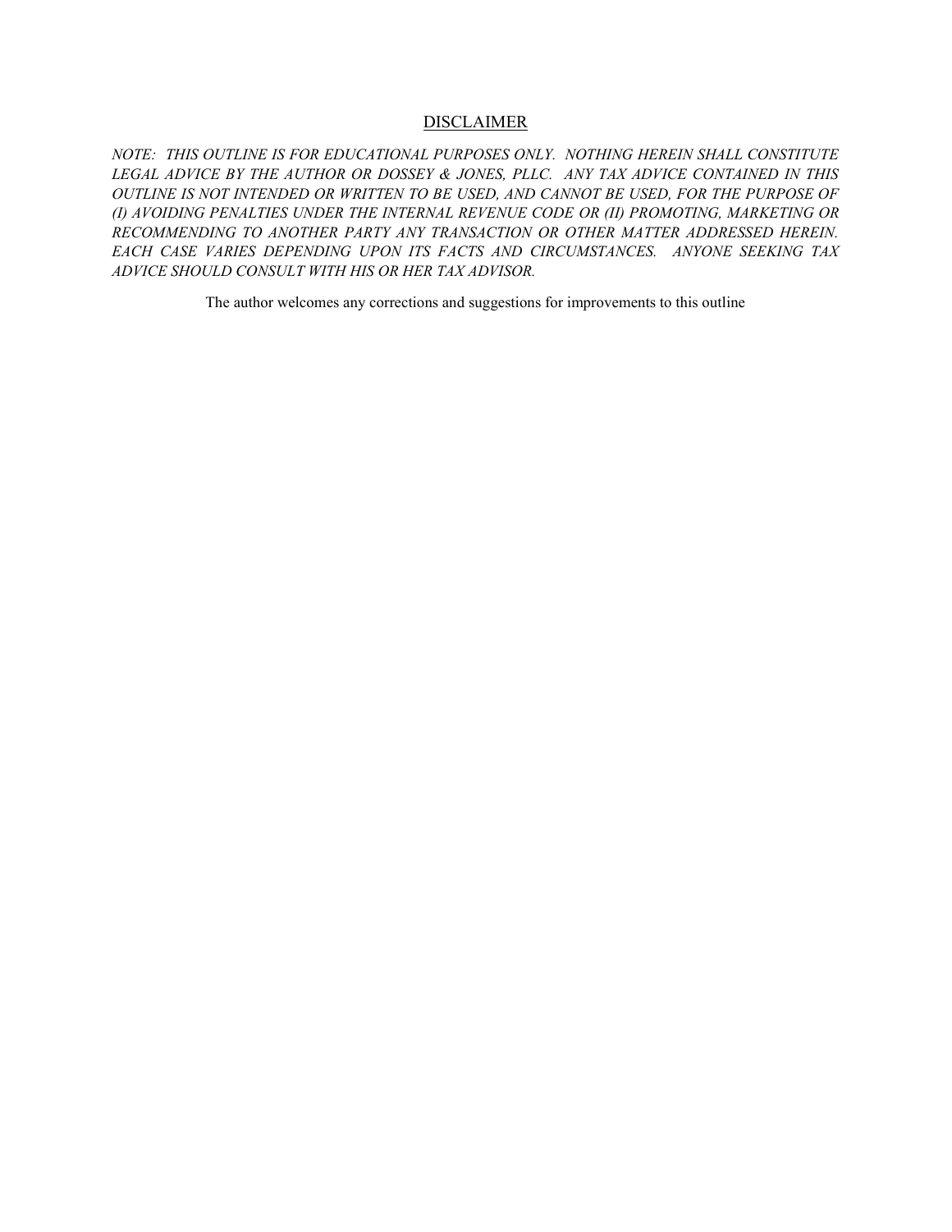## <u>DISCLAIMER</u>

*NOTE: THIS OUTLINE IS FOR EDUCATIONAL PURPOSES ONLY. NOTHING HEREIN SHALL CONSTITUTE LEGAL ADVICE BY THE AUTHOR OR DOSSEY & JONES, PLLC. ANY TAX ADVICE CONTAINED IN THIS OUTLINE IS NOT INTENDED OR WRITTEN TO BE USED, AND CANNOT BE USED, FOR THE PURPOSE OF (I) AVOIDING PENALTIES UNDER THE INTERNAL REVENUE CODE OR (II) PROMOTING, MARKETING OR RECOMMENDING TO ANOTHER PARTY ANY TRANSACTION OR OTHER MATTER ADDRESSED HEREIN. EACH CASE VARIES DEPENDING UPON ITS FACTS AND CIRCUMSTANCES. ANYONE SEEKING TAX ADVICE SHOULD CONSULT WITH HIS OR HER TAX ADVISOR.*

The author welcomes any corrections and suggestions for improvements to this outline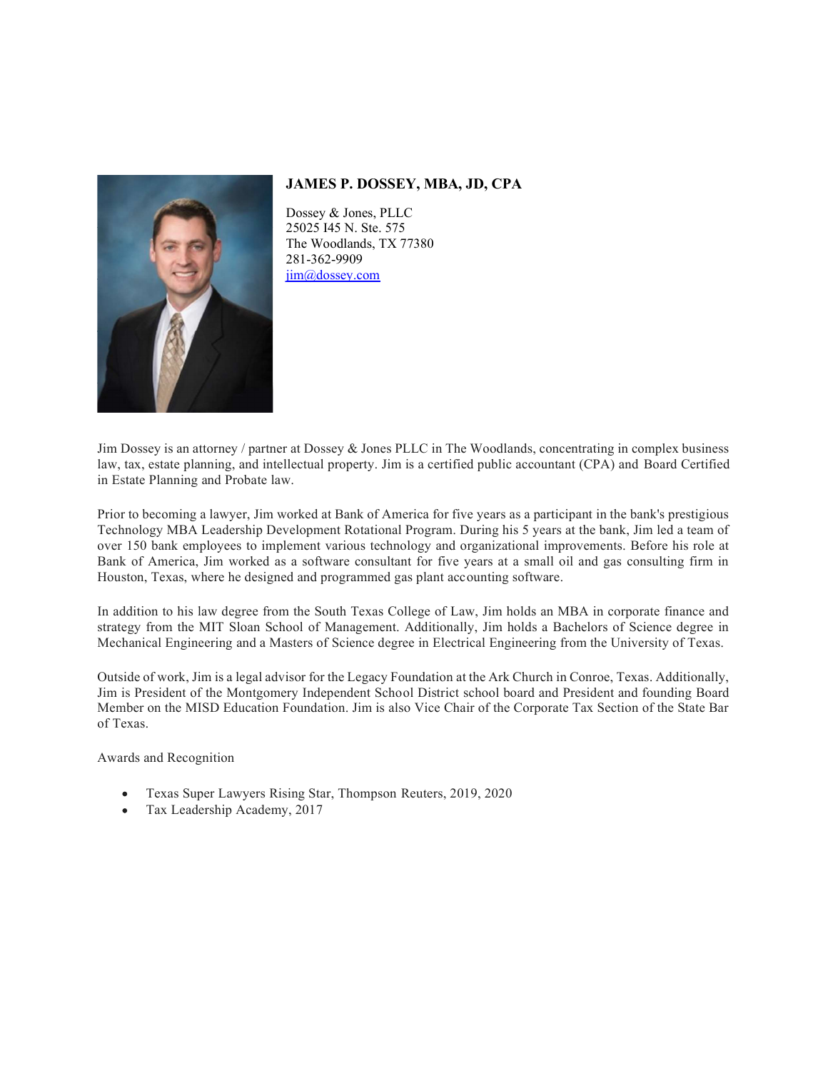## JAMES P. DOSSEY, MBA, JD, CPA

Dossey & Jones, PLLC
25025 I45 N. Ste. 575
The Woodlands, TX 77380
281-362-9909
jim@dossey.com

Jim Dossey is an attorney / partner at Dossey & Jones PLLC in The Woodlands, concentrating in complex business law, tax, estate planning, and intellectual property. Jim is a certified public accountant (CPA) and Board Certified in Estate Planning and Probate law.

Prior to becoming a lawyer, Jim worked at Bank of America for five years as a participant in the bank's prestigious Technology MBA Leadership Development Rotational Program. During his 5 years at the bank, Jim led a team of over 150 bank employees to implement various technology and organizational improvements. Before his role at Bank of America, Jim worked as a software consultant for five years at a small oil and gas consulting firm in Houston, Texas, where he designed and programmed gas plant accounting software.

In addition to his law degree from the South Texas College of Law, Jim holds an MBA in corporate finance and strategy from the MIT Sloan School of Management. Additionally, Jim holds a Bachelors of Science degree in Mechanical Engineering and a Masters of Science degree in Electrical Engineering from the University of Texas.

Outside of work, Jim is a legal advisor for the Legacy Foundation at the Ark Church in Conroe, Texas. Additionally, Jim is President of the Montgomery Independent School District school board and President and founding Board Member on the MISD Education Foundation. Jim is also Vice Chair of the Corporate Tax Section of the State Bar of Texas.

Awards and Recognition

- Texas Super Lawyers Rising Star, Thompson Reuters, 2019, 2020
- Tax Leadership Academy, 2017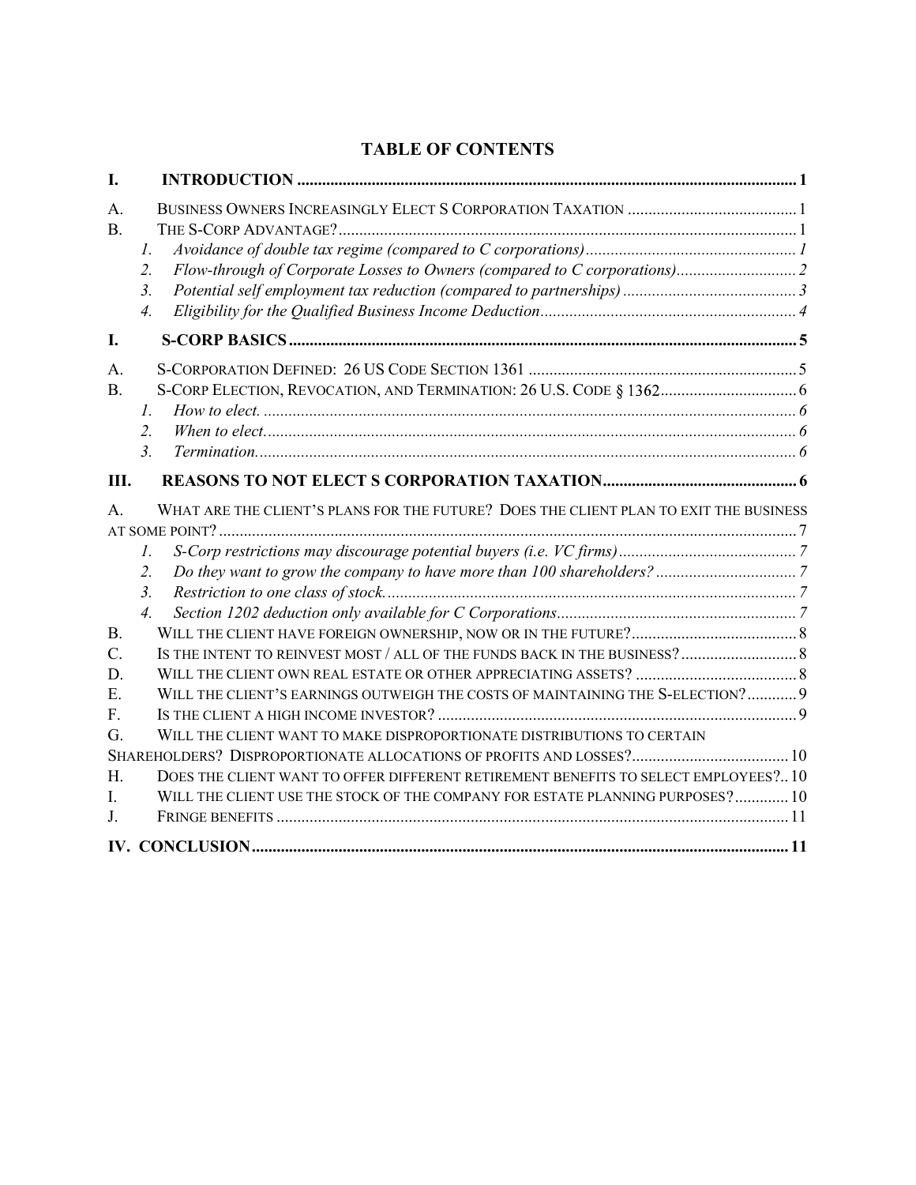# TABLE OF CONTENTS

**I. INTRODUCTION** ........................................................................................................................ **1**

A. BUSINESS OWNERS INCREASINGLY ELECT S CORPORATION TAXATION ........................................ 1

B. THE S-CORP ADVANTAGE? ........................................................................................................ 1

- *1. Avoidance of double tax regime (compared to C corporations)* ................................................ *1*
- *2. Flow-through of Corporate Losses to Owners (compared to C corporations)* ............................ *2*
- *3. Potential self employment tax reduction (compared to partnerships)* ......................................... *3*
- *4. Eligibility for the Qualified Business Income Deduction* ........................................................... *4*

**I. S-CORP BASICS** ........................................................................................................................ **5**

A. S-CORPORATION DEFINED: 26 US CODE SECTION 1361 ............................................................ 5

B. S-CORP ELECTION, REVOCATION, AND TERMINATION: 26 U.S. CODE § 1362 ............................. 6

- *1. How to elect.* ................................................................................................................................ *6*
- *2. When to elect.* .............................................................................................................................. *6*
- *3. Termination.* ................................................................................................................................ *6*

**III. REASONS TO NOT ELECT S CORPORATION TAXATION** ............................................... **6**

A. WHAT ARE THE CLIENT'S PLANS FOR THE FUTURE? DOES THE CLIENT PLAN TO EXIT THE BUSINESS AT SOME POINT? ........................................................................................................................ 7

- *1. S-Corp restrictions may discourage potential buyers (i.e. VC firms)* ......................................... *7*
- *2. Do they want to grow the company to have more than 100 shareholders?* ................................ *7*
- *3. Restriction to one class of stock.* .................................................................................................. *7*
- *4. Section 1202 deduction only available for C Corporations* ......................................................... *7*

B. WILL THE CLIENT HAVE FOREIGN OWNERSHIP, NOW OR IN THE FUTURE? ....................................... 8

C. IS THE INTENT TO REINVEST MOST / ALL OF THE FUNDS BACK IN THE BUSINESS? .......................... 8

D. WILL THE CLIENT OWN REAL ESTATE OR OTHER APPRECIATING ASSETS? ...................................... 8

E. WILL THE CLIENT'S EARNINGS OUTWEIGH THE COSTS OF MAINTAINING THE S-ELECTION? ............ 9

F. IS THE CLIENT A HIGH INCOME INVESTOR? ...................................................................................... 9

G. WILL THE CLIENT WANT TO MAKE DISPROPORTIONATE DISTRIBUTIONS TO CERTAIN SHAREHOLDERS? DISPROPORTIONATE ALLOCATIONS OF PROFITS AND LOSSES? ...................................... 10

H. DOES THE CLIENT WANT TO OFFER DIFFERENT RETIREMENT BENEFITS TO SELECT EMPLOYEES? .. 10

I. WILL THE CLIENT USE THE STOCK OF THE COMPANY FOR ESTATE PLANNING PURPOSES? ............ 10

J. FRINGE BENEFITS ........................................................................................................................... 11

**IV. CONCLUSION** .......................................................................................................................... **11**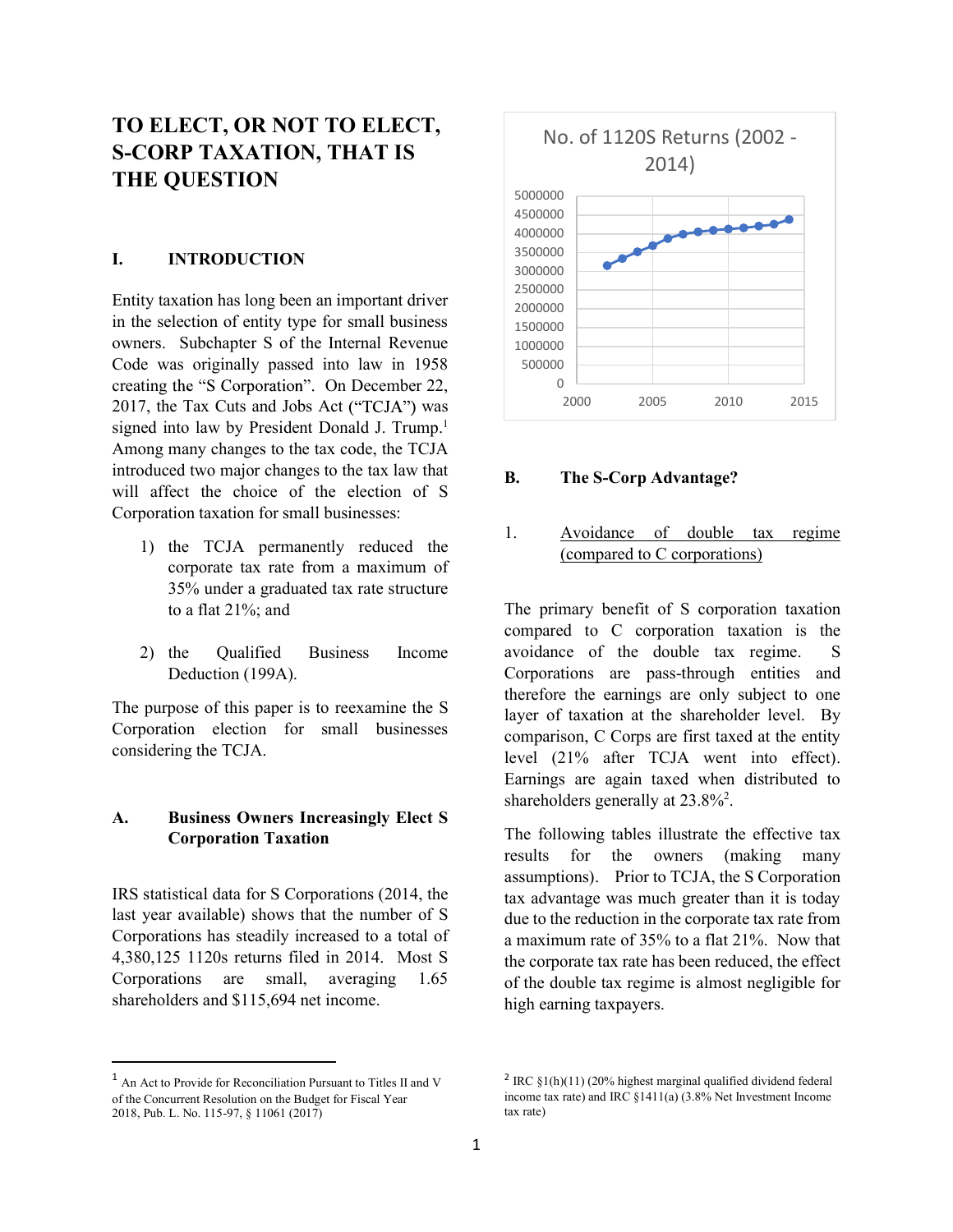# TO ELECT, OR NOT TO ELECT, S-CORP TAXATION, THAT IS THE QUESTION

## I. INTRODUCTION

Entity taxation has long been an important driver in the selection of entity type for small business owners. Subchapter S of the Internal Revenue Code was originally passed into law in 1958 creating the "S Corporation". On December 22, 2017, the Tax Cuts and Jobs Act ("TCJA") was signed into law by President Donald J. Trump.[1] Among many changes to the tax code, the TCJA introduced two major changes to the tax law that will affect the choice of the election of S Corporation taxation for small businesses:

1) the TCJA permanently reduced the corporate tax rate from a maximum of 35% under a graduated tax rate structure to a flat 21%; and

2) the Qualified Business Income Deduction (199A).

The purpose of this paper is to reexamine the S Corporation election for small businesses considering the TCJA.

### A. Business Owners Increasingly Elect S Corporation Taxation

IRS statistical data for S Corporations (2014, the last year available) shows that the number of S Corporations has steadily increased to a total of 4,380,125 1120s returns filed in 2014. Most S Corporations are small, averaging 1.65 shareholders and $115,694 net income.

No. of 1120S Returns (2002 - 2014)

### B. The S-Corp Advantage?

1. Avoidance of double tax regime (compared to C corporations)

The primary benefit of S corporation taxation compared to C corporation taxation is the avoidance of the double tax regime. S Corporations are pass-through entities and therefore the earnings are only subject to one layer of taxation at the shareholder level. By comparison, C Corps are first taxed at the entity level (21% after TCJA went into effect). Earnings are again taxed when distributed to shareholders generally at 23.8%[2].

The following tables illustrate the effective tax results for the owners (making many assumptions). Prior to TCJA, the S Corporation tax advantage was much greater than it is today due to the reduction in the corporate tax rate from a maximum rate of 35% to a flat 21%. Now that the corporate tax rate has been reduced, the effect of the double tax regime is almost negligible for high earning taxpayers.

---

[1] An Act to Provide for Reconciliation Pursuant to Titles II and V of the Concurrent Resolution on the Budget for Fiscal Year 2018, Pub. L. No. 115-97, § 11061 (2017)

[2] IRC §1(h)(11) (20% highest marginal qualified dividend federal income tax rate) and IRC §1411(a) (3.8% Net Investment Income tax rate)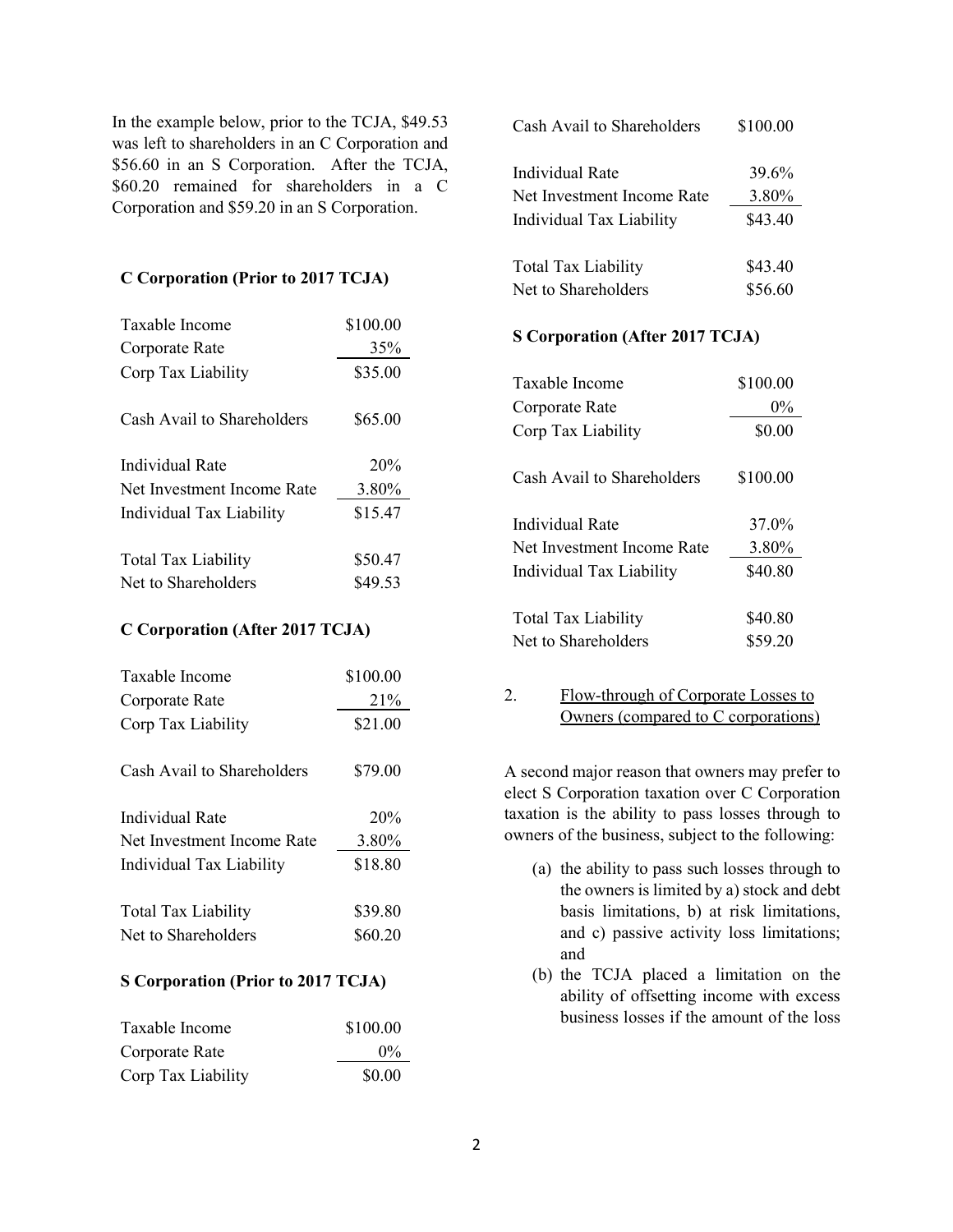In the example below, prior to the TCJA, $49.53 was left to shareholders in an C Corporation and $56.60 in an S Corporation. After the TCJA, $60.20 remained for shareholders in a C Corporation and $59.20 in an S Corporation.

**C Corporation (Prior to 2017 TCJA)**

| | |
|---|---|
| Taxable Income | $100.00 |
| Corporate Rate | 35% |
| Corp Tax Liability | $35.00 |
| | |
| Cash Avail to Shareholders | $65.00 |
| | |
| Individual Rate | 20% |
| Net Investment Income Rate | 3.80% |
| Individual Tax Liability | $15.47 |
| | |
| Total Tax Liability | $50.47 |
| Net to Shareholders | $49.53 |

**C Corporation (After 2017 TCJA)**

| | |
|---|---|
| Taxable Income | $100.00 |
| Corporate Rate | 21% |
| Corp Tax Liability | $21.00 |
| | |
| Cash Avail to Shareholders | $79.00 |
| | |
| Individual Rate | 20% |
| Net Investment Income Rate | 3.80% |
| Individual Tax Liability | $18.80 |
| | |
| Total Tax Liability | $39.80 |
| Net to Shareholders | $60.20 |

**S Corporation (Prior to 2017 TCJA)**

| | |
|---|---|
| Taxable Income | $100.00 |
| Corporate Rate | 0% |
| Corp Tax Liability | $0.00 |
| | |
| Cash Avail to Shareholders | $100.00 |
| | |
| Individual Rate | 39.6% |
| Net Investment Income Rate | 3.80% |
| Individual Tax Liability | $43.40 |
| | |
| Total Tax Liability | $43.40 |
| Net to Shareholders | $56.60 |

**S Corporation (After 2017 TCJA)**

| | |
|---|---|
| Taxable Income | $100.00 |
| Corporate Rate | 0% |
| Corp Tax Liability | $0.00 |
| | |
| Cash Avail to Shareholders | $100.00 |
| | |
| Individual Rate | 37.0% |
| Net Investment Income Rate | 3.80% |
| Individual Tax Liability | $40.80 |
| | |
| Total Tax Liability | $40.80 |
| Net to Shareholders | $59.20 |

2. <u>Flow-through of Corporate Losses to Owners (compared to C corporations)</u>

A second major reason that owners may prefer to elect S Corporation taxation over C Corporation taxation is the ability to pass losses through to owners of the business, subject to the following:

(a) the ability to pass such losses through to the owners is limited by a) stock and debt basis limitations, b) at risk limitations, and c) passive activity loss limitations; and

(b) the TCJA placed a limitation on the ability of offsetting income with excess business losses if the amount of the loss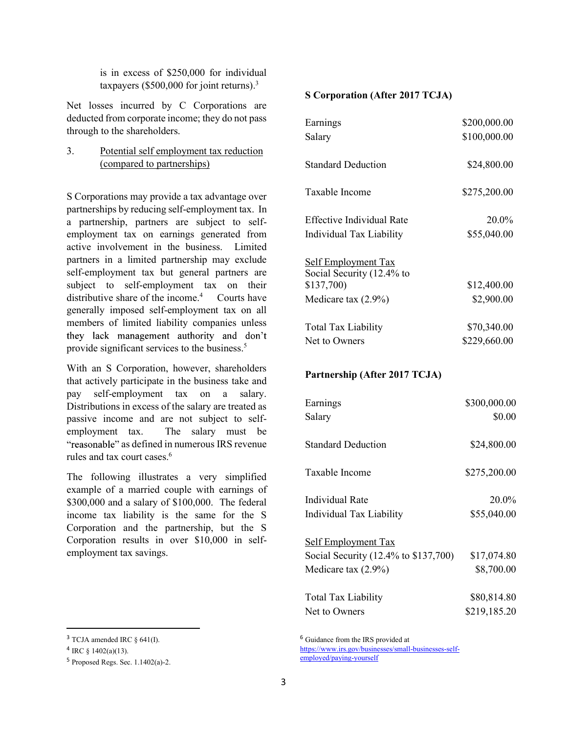is in excess of $250,000 for individual taxpayers ($500,000 for joint returns).[3]

Net losses incurred by C Corporations are deducted from corporate income; they do not pass through to the shareholders.

3. Potential self employment tax reduction (compared to partnerships)

S Corporations may provide a tax advantage over partnerships by reducing self-employment tax. In a partnership, partners are subject to self-employment tax on earnings generated from active involvement in the business. Limited partners in a limited partnership may exclude self-employment tax but general partners are subject to self-employment tax on their distributive share of the income.[4] Courts have generally imposed self-employment tax on all members of limited liability companies unless they lack management authority and don't provide significant services to the business.[5]

With an S Corporation, however, shareholders that actively participate in the business take and pay self-employment tax on a salary. Distributions in excess of the salary are treated as passive income and are not subject to self-employment tax. The salary must be "reasonable" as defined in numerous IRS revenue rules and tax court cases.[6]

The following illustrates a very simplified example of a married couple with earnings of $300,000 and a salary of $100,000. The federal income tax liability is the same for the S Corporation and the partnership, but the S Corporation results in over $10,000 in self-employment tax savings.

**S Corporation (After 2017 TCJA)**

| | |
|---|---|
| Earnings | $200,000.00 |
| Salary | $100,000.00 |
| Standard Deduction | $24,800.00 |
| Taxable Income | $275,200.00 |
| Effective Individual Rate | 20.0% |
| Individual Tax Liability | $55,040.00 |
| Self Employment Tax | |
| Social Security (12.4% to $137,700) | $12,400.00 |
| Medicare tax (2.9%) | $2,900.00 |
| Total Tax Liability | $70,340.00 |
| Net to Owners | $229,660.00 |

**Partnership (After 2017 TCJA)**

| | |
|---|---|
| Earnings | $300,000.00 |
| Salary | $0.00 |
| Standard Deduction | $24,800.00 |
| Taxable Income | $275,200.00 |
| Individual Rate | 20.0% |
| Individual Tax Liability | $55,040.00 |
| Self Employment Tax | |
| Social Security (12.4% to $137,700) | $17,074.80 |
| Medicare tax (2.9%) | $8,700.00 |
| Total Tax Liability | $80,814.80 |
| Net to Owners | $219,185.20 |

---

[3] TCJA amended IRC § 641(I).

[4] IRC § 1402(a)(13).

[5] Proposed Regs. Sec. 1.1402(a)-2.

[6] Guidance from the IRS provided at https://www.irs.gov/businesses/small-businesses-self-employed/paying-yourself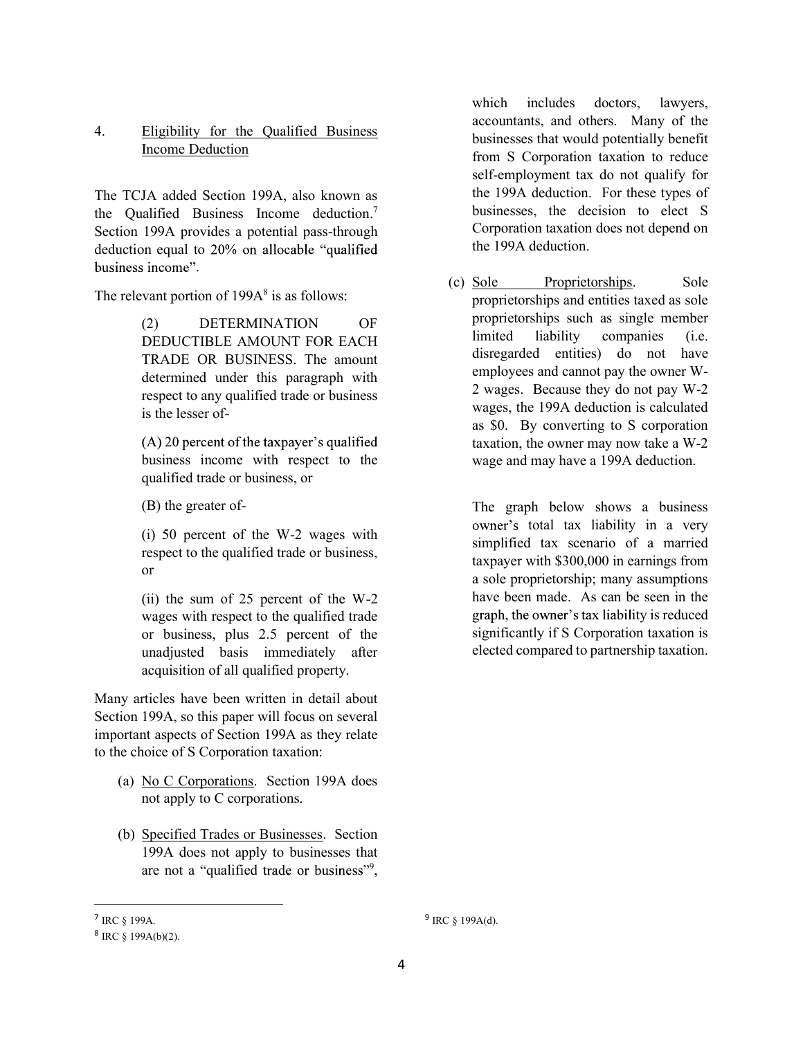4. Eligibility for the Qualified Business Income Deduction

The TCJA added Section 199A, also known as the Qualified Business Income deduction.[7] Section 199A provides a potential pass-through deduction equal to 20% on allocable "qualified business income".

The relevant portion of 199A[8] is as follows:

> (2) DETERMINATION OF DEDUCTIBLE AMOUNT FOR EACH TRADE OR BUSINESS. The amount determined under this paragraph with respect to any qualified trade or business is the lesser of-
>
> (A) 20 percent of the taxpayer's qualified business income with respect to the qualified trade or business, or
>
> (B) the greater of-
>
> (i) 50 percent of the W-2 wages with respect to the qualified trade or business, or
>
> (ii) the sum of 25 percent of the W-2 wages with respect to the qualified trade or business, plus 2.5 percent of the unadjusted basis immediately after acquisition of all qualified property.

Many articles have been written in detail about Section 199A, so this paper will focus on several important aspects of Section 199A as they relate to the choice of S Corporation taxation:

(a) No C Corporations. Section 199A does not apply to C corporations.

(b) Specified Trades or Businesses. Section 199A does not apply to businesses that are not a "qualified trade or business"[9], which includes doctors, lawyers, accountants, and others. Many of the businesses that would potentially benefit from S Corporation taxation to reduce self-employment tax do not qualify for the 199A deduction. For these types of businesses, the decision to elect S Corporation taxation does not depend on the 199A deduction.

(c) Sole Proprietorships. Sole proprietorships and entities taxed as sole proprietorships such as single member limited liability companies (i.e. disregarded entities) do not have employees and cannot pay the owner W-2 wages. Because they do not pay W-2 wages, the 199A deduction is calculated as $0. By converting to S corporation taxation, the owner may now take a W-2 wage and may have a 199A deduction.

The graph below shows a business owner's total tax liability in a very simplified tax scenario of a married taxpayer with $300,000 in earnings from a sole proprietorship; many assumptions have been made. As can be seen in the graph, the owner's tax liability is reduced significantly if S Corporation taxation is elected compared to partnership taxation.

---

[7] IRC § 199A.

[8] IRC § 199A(b)(2).

[9] IRC § 199A(d).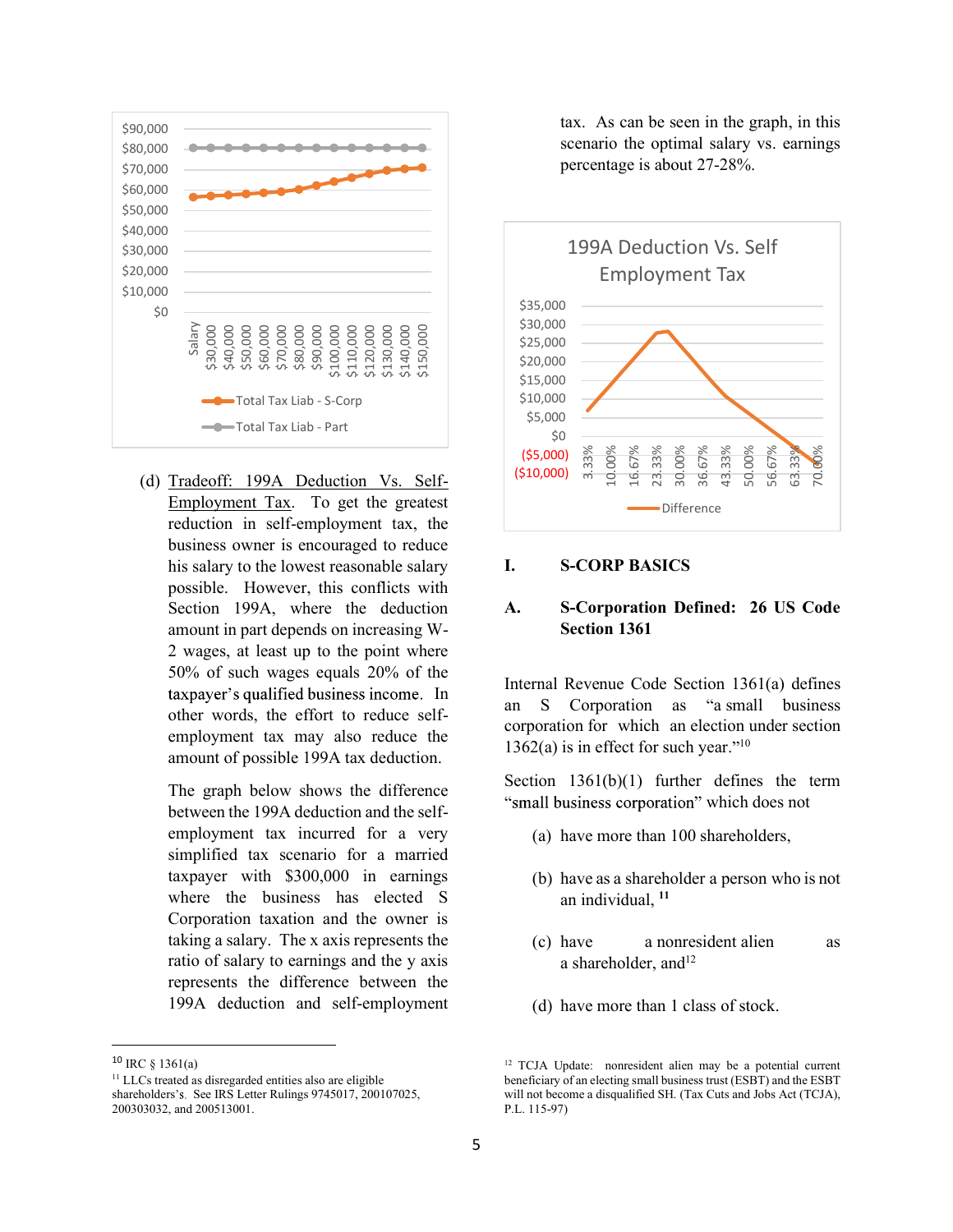(d) Tradeoff: 199A Deduction Vs. Self-Employment Tax. To get the greatest reduction in self-employment tax, the business owner is encouraged to reduce his salary to the lowest reasonable salary possible. However, this conflicts with Section 199A, where the deduction amount in part depends on increasing W-2 wages, at least up to the point where 50% of such wages equals 20% of the taxpayer's qualified business income. In other words, the effort to reduce self-employment tax may also reduce the amount of possible 199A tax deduction.

The graph below shows the difference between the 199A deduction and the self-employment tax incurred for a very simplified tax scenario for a married taxpayer with $300,000 in earnings where the business has elected S Corporation taxation and the owner is taking a salary. The x axis represents the ratio of salary to earnings and the y axis represents the difference between the 199A deduction and self-employment tax. As can be seen in the graph, in this scenario the optimal salary vs. earnings percentage is about 27-28%.

# I. S-CORP BASICS

## A. S-Corporation Defined: 26 US Code Section 1361

Internal Revenue Code Section 1361(a) defines an S Corporation as "a small business corporation for which an election under section 1362(a) is in effect for such year."[10]

Section 1361(b)(1) further defines the term "small business corporation" which does not

(a) have more than 100 shareholders,

(b) have as a shareholder a person who is not an individual, [11]

(c) have a nonresident alien as a shareholder, and[12]

(d) have more than 1 class of stock.

---

[10] IRC § 1361(a)

[11] LLCs treated as disregarded entities also are eligible shareholder's. See IRS Letter Rulings 9745017, 200107025, 200303032, and 200513001.

[12] TCJA Update: nonresident alien may be a potential current beneficiary of an electing small business trust (ESBT) and the ESBT will not become a disqualified SH. (Tax Cuts and Jobs Act (TCJA), P.L. 115-97)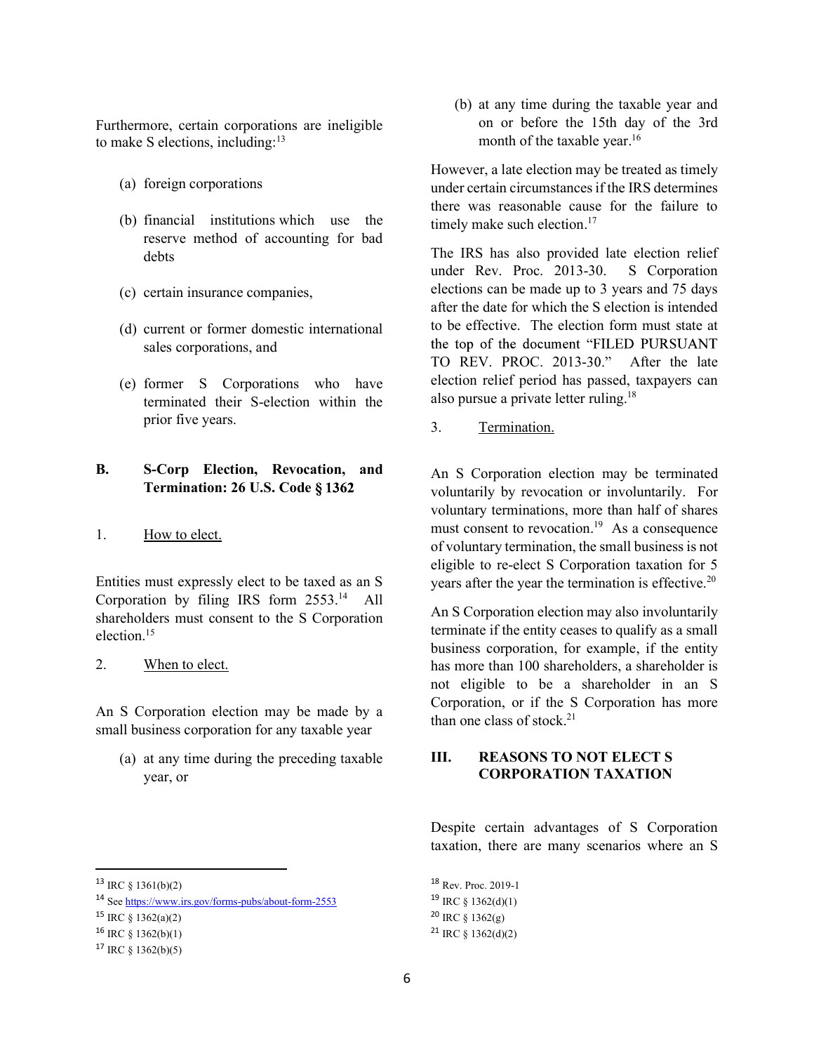Furthermore, certain corporations are ineligible to make S elections, including:[13]

(a) foreign corporations

(b) financial institutions which use the reserve method of accounting for bad debts

(c) certain insurance companies,

(d) current or former domestic international sales corporations, and

(e) former S Corporations who have terminated their S-election within the prior five years.

## B. S-Corp Election, Revocation, and Termination: 26 U.S. Code § 1362

1. <u>How to elect.</u>

Entities must expressly elect to be taxed as an S Corporation by filing IRS form 2553.[14] All shareholders must consent to the S Corporation election.[15]

2. <u>When to elect.</u>

An S Corporation election may be made by a small business corporation for any taxable year

(a) at any time during the preceding taxable year, or

(b) at any time during the taxable year and on or before the 15th day of the 3rd month of the taxable year.[16]

However, a late election may be treated as timely under certain circumstances if the IRS determines there was reasonable cause for the failure to timely make such election.[17]

The IRS has also provided late election relief under Rev. Proc. 2013-30. S Corporation elections can be made up to 3 years and 75 days after the date for which the S election is intended to be effective. The election form must state at the top of the document "FILED PURSUANT TO REV. PROC. 2013-30." After the late election relief period has passed, taxpayers can also pursue a private letter ruling.[18]

3. <u>Termination.</u>

An S Corporation election may be terminated voluntarily by revocation or involuntarily. For voluntary terminations, more than half of shares must consent to revocation.[19] As a consequence of voluntary termination, the small business is not eligible to re-elect S Corporation taxation for 5 years after the year the termination is effective.[20]

An S Corporation election may also involuntarily terminate if the entity ceases to qualify as a small business corporation, for example, if the entity has more than 100 shareholders, a shareholder is not eligible to be a shareholder in an S Corporation, or if the S Corporation has more than one class of stock.[21]

# III. REASONS TO NOT ELECT S CORPORATION TAXATION

Despite certain advantages of S Corporation taxation, there are many scenarios where an S

---

[13] IRC § 1361(b)(2)

[14] See https://www.irs.gov/forms-pubs/about-form-2553

[15] IRC § 1362(a)(2)

[16] IRC § 1362(b)(1)

[17] IRC § 1362(b)(5)

[18] Rev. Proc. 2019-1

[19] IRC § 1362(d)(1)

[20] IRC § 1362(g)

[21] IRC § 1362(d)(2)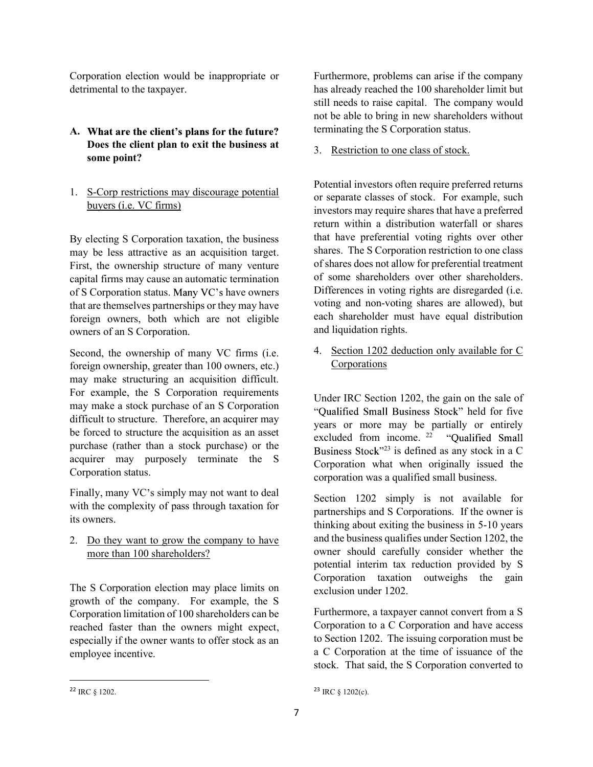Corporation election would be inappropriate or detrimental to the taxpayer.

### A. What are the client's plans for the future? Does the client plan to exit the business at some point?

1. S-Corp restrictions may discourage potential buyers (i.e. VC firms)

By electing S Corporation taxation, the business may be less attractive as an acquisition target. First, the ownership structure of many venture capital firms may cause an automatic termination of S Corporation status. Many VC's have owners that are themselves partnerships or they may have foreign owners, both which are not eligible owners of an S Corporation.

Second, the ownership of many VC firms (i.e. foreign ownership, greater than 100 owners, etc.) may make structuring an acquisition difficult. For example, the S Corporation requirements may make a stock purchase of an S Corporation difficult to structure. Therefore, an acquirer may be forced to structure the acquisition as an asset purchase (rather than a stock purchase) or the acquirer may purposely terminate the S Corporation status.

Finally, many VC's simply may not want to deal with the complexity of pass through taxation for its owners.

2. Do they want to grow the company to have more than 100 shareholders?

The S Corporation election may place limits on growth of the company. For example, the S Corporation limitation of 100 shareholders can be reached faster than the owners might expect, especially if the owner wants to offer stock as an employee incentive.

Furthermore, problems can arise if the company has already reached the 100 shareholder limit but still needs to raise capital. The company would not be able to bring in new shareholders without terminating the S Corporation status.

3. Restriction to one class of stock.

Potential investors often require preferred returns or separate classes of stock. For example, such investors may require shares that have a preferred return within a distribution waterfall or shares that have preferential voting rights over other shares. The S Corporation restriction to one class of shares does not allow for preferential treatment of some shareholders over other shareholders. Differences in voting rights are disregarded (i.e. voting and non-voting shares are allowed), but each shareholder must have equal distribution and liquidation rights.

4. Section 1202 deduction only available for C Corporations

Under IRC Section 1202, the gain on the sale of "Qualified Small Business Stock" held for five years or more may be partially or entirely excluded from income. [22] "Qualified Small Business Stock"[23] is defined as any stock in a C Corporation what when originally issued the corporation was a qualified small business.

Section 1202 simply is not available for partnerships and S Corporations. If the owner is thinking about exiting the business in 5-10 years and the business qualifies under Section 1202, the owner should carefully consider whether the potential interim tax reduction provided by S Corporation taxation outweighs the gain exclusion under 1202.

Furthermore, a taxpayer cannot convert from a S Corporation to a C Corporation and have access to Section 1202. The issuing corporation must be a C Corporation at the time of issuance of the stock. That said, the S Corporation converted to

---

[22] IRC § 1202.

[23] IRC § 1202(c).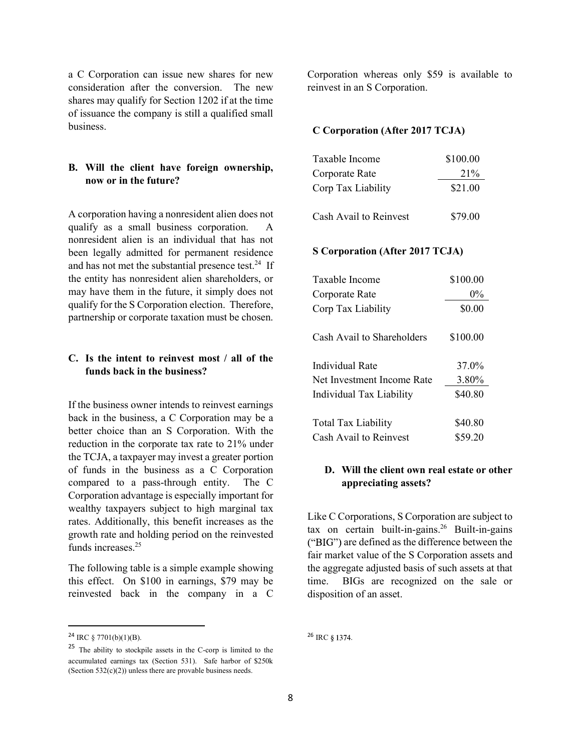a C Corporation can issue new shares for new consideration after the conversion. The new shares may qualify for Section 1202 if at the time of issuance the company is still a qualified small business.

### B. Will the client have foreign ownership, now or in the future?

A corporation having a nonresident alien does not qualify as a small business corporation. A nonresident alien is an individual that has not been legally admitted for permanent residence and has not met the substantial presence test.[24] If the entity has nonresident alien shareholders, or may have them in the future, it simply does not qualify for the S Corporation election. Therefore, partnership or corporate taxation must be chosen.

### C. Is the intent to reinvest most / all of the funds back in the business?

If the business owner intends to reinvest earnings back in the business, a C Corporation may be a better choice than an S Corporation. With the reduction in the corporate tax rate to 21% under the TCJA, a taxpayer may invest a greater portion of funds in the business as a C Corporation compared to a pass-through entity. The C Corporation advantage is especially important for wealthy taxpayers subject to high marginal tax rates. Additionally, this benefit increases as the growth rate and holding period on the reinvested funds increases.[25]

The following table is a simple example showing this effect. On $100 in earnings, $79 may be reinvested back in the company in a C Corporation whereas only $59 is available to reinvest in an S Corporation.

**C Corporation (After 2017 TCJA)**

| | |
|---|---|
| Taxable Income | $100.00 |
| Corporate Rate | 21% |
| Corp Tax Liability | $21.00 |
| | |
| Cash Avail to Reinvest | $79.00 |

**S Corporation (After 2017 TCJA)**

| | |
|---|---|
| Taxable Income | $100.00 |
| Corporate Rate | 0% |
| Corp Tax Liability | $0.00 |
| | |
| Cash Avail to Shareholders | $100.00 |
| | |
| Individual Rate | 37.0% |
| Net Investment Income Rate | 3.80% |
| Individual Tax Liability | $40.80 |
| | |
| Total Tax Liability | $40.80 |
| Cash Avail to Reinvest | $59.20 |

### D. Will the client own real estate or other appreciating assets?

Like C Corporations, S Corporation are subject to tax on certain built-in-gains.[26] Built-in-gains ("BIG") are defined as the difference between the fair market value of the S Corporation assets and the aggregate adjusted basis of such assets at that time. BIGs are recognized on the sale or disposition of an asset.

---

[24] IRC § 7701(b)(1)(B).

[25] The ability to stockpile assets in the C-corp is limited to the accumulated earnings tax (Section 531). Safe harbor of $250k (Section 532(c)(2)) unless there are provable business needs.

[26] IRC § 1374.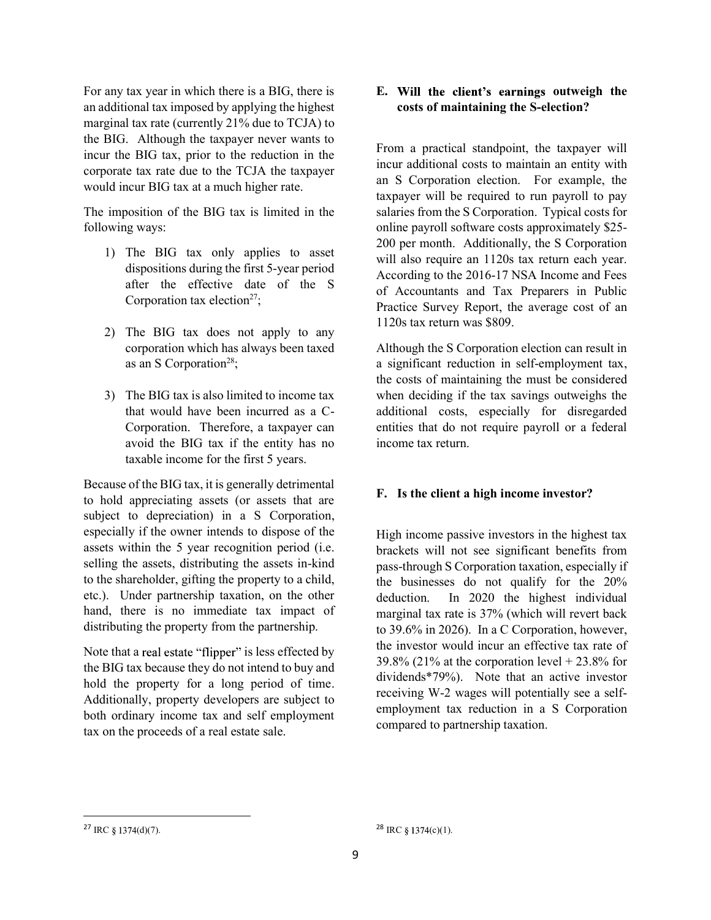For any tax year in which there is a BIG, there is an additional tax imposed by applying the highest marginal tax rate (currently 21% due to TCJA) to the BIG. Although the taxpayer never wants to incur the BIG tax, prior to the reduction in the corporate tax rate due to the TCJA the taxpayer would incur BIG tax at a much higher rate.

The imposition of the BIG tax is limited in the following ways:

1) The BIG tax only applies to asset dispositions during the first 5-year period after the effective date of the S Corporation tax election[27];

2) The BIG tax does not apply to any corporation which has always been taxed as an S Corporation[28];

3) The BIG tax is also limited to income tax that would have been incurred as a C-Corporation. Therefore, a taxpayer can avoid the BIG tax if the entity has no taxable income for the first 5 years.

Because of the BIG tax, it is generally detrimental to hold appreciating assets (or assets that are subject to depreciation) in a S Corporation, especially if the owner intends to dispose of the assets within the 5 year recognition period (i.e. selling the assets, distributing the assets in-kind to the shareholder, gifting the property to a child, etc.). Under partnership taxation, on the other hand, there is no immediate tax impact of distributing the property from the partnership.

Note that a real estate "flipper" is less effected by the BIG tax because they do not intend to buy and hold the property for a long period of time. Additionally, property developers are subject to both ordinary income tax and self employment tax on the proceeds of a real estate sale.

### E. Will the client's earnings outweigh the costs of maintaining the S-election?

From a practical standpoint, the taxpayer will incur additional costs to maintain an entity with an S Corporation election. For example, the taxpayer will be required to run payroll to pay salaries from the S Corporation. Typical costs for online payroll software costs approximately $25-200 per month. Additionally, the S Corporation will also require an 1120s tax return each year. According to the 2016-17 NSA Income and Fees of Accountants and Tax Preparers in Public Practice Survey Report, the average cost of an 1120s tax return was $809.

Although the S Corporation election can result in a significant reduction in self-employment tax, the costs of maintaining the must be considered when deciding if the tax savings outweighs the additional costs, especially for disregarded entities that do not require payroll or a federal income tax return.

### F. Is the client a high income investor?

High income passive investors in the highest tax brackets will not see significant benefits from pass-through S Corporation taxation, especially if the businesses do not qualify for the 20% deduction. In 2020 the highest individual marginal tax rate is 37% (which will revert back to 39.6% in 2026). In a C Corporation, however, the investor would incur an effective tax rate of 39.8% (21% at the corporation level + 23.8% for dividends*79%). Note that an active investor receiving W-2 wages will potentially see a self-employment tax reduction in a S Corporation compared to partnership taxation.

---

[27] IRC § 1374(d)(7).

[28] IRC § 1374(c)(1).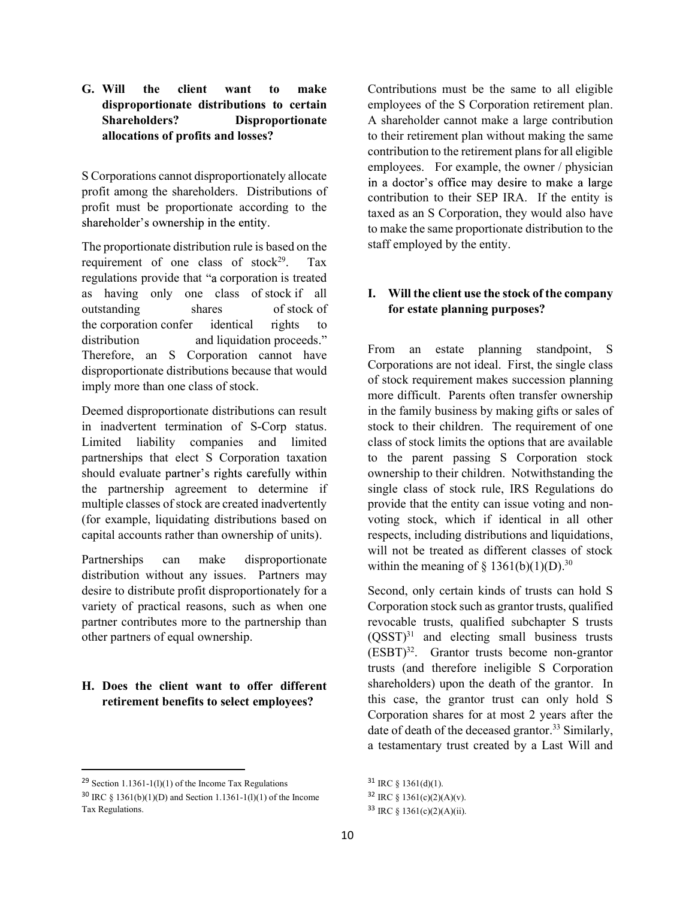### G. Will the client want to make disproportionate distributions to certain Shareholders? Disproportionate allocations of profits and losses?

S Corporations cannot disproportionately allocate profit among the shareholders. Distributions of profit must be proportionate according to the shareholder's ownership in the entity.

The proportionate distribution rule is based on the requirement of one class of stock[29]. Tax regulations provide that "a corporation is treated as having only one class of stock if all outstanding shares of stock of the corporation confer identical rights to distribution and liquidation proceeds." Therefore, an S Corporation cannot have disproportionate distributions because that would imply more than one class of stock.

Deemed disproportionate distributions can result in inadvertent termination of S-Corp status. Limited liability companies and limited partnerships that elect S Corporation taxation should evaluate partner's rights carefully within the partnership agreement to determine if multiple classes of stock are created inadvertently (for example, liquidating distributions based on capital accounts rather than ownership of units).

Partnerships can make disproportionate distribution without any issues. Partners may desire to distribute profit disproportionately for a variety of practical reasons, such as when one partner contributes more to the partnership than other partners of equal ownership.

### H. Does the client want to offer different retirement benefits to select employees?

Contributions must be the same to all eligible employees of the S Corporation retirement plan. A shareholder cannot make a large contribution to their retirement plan without making the same contribution to the retirement plans for all eligible employees. For example, the owner / physician in a doctor's office may desire to make a large contribution to their SEP IRA. If the entity is taxed as an S Corporation, they would also have to make the same proportionate distribution to the staff employed by the entity.

### I. Will the client use the stock of the company for estate planning purposes?

From an estate planning standpoint, S Corporations are not ideal. First, the single class of stock requirement makes succession planning more difficult. Parents often transfer ownership in the family business by making gifts or sales of stock to their children. The requirement of one class of stock limits the options that are available to the parent passing S Corporation stock ownership to their children. Notwithstanding the single class of stock rule, IRS Regulations do provide that the entity can issue voting and non-voting stock, which if identical in all other respects, including distributions and liquidations, will not be treated as different classes of stock within the meaning of § 1361(b)(1)(D).[30]

Second, only certain kinds of trusts can hold S Corporation stock such as grantor trusts, qualified revocable trusts, qualified subchapter S trusts (QSST)[31] and electing small business trusts (ESBT)[32]. Grantor trusts become non-grantor trusts (and therefore ineligible S Corporation shareholders) upon the death of the grantor. In this case, the grantor trust can only hold S Corporation shares for at most 2 years after the date of death of the deceased grantor.[33] Similarly, a testamentary trust created by a Last Will and

---

[29] Section 1.1361-1(l)(1) of the Income Tax Regulations

[30] IRC § 1361(b)(1)(D) and Section 1.1361-1(l)(1) of the Income Tax Regulations.

[31] IRC § 1361(d)(1).

[32] IRC § 1361(c)(2)(A)(v).

[33] IRC § 1361(c)(2)(A)(ii).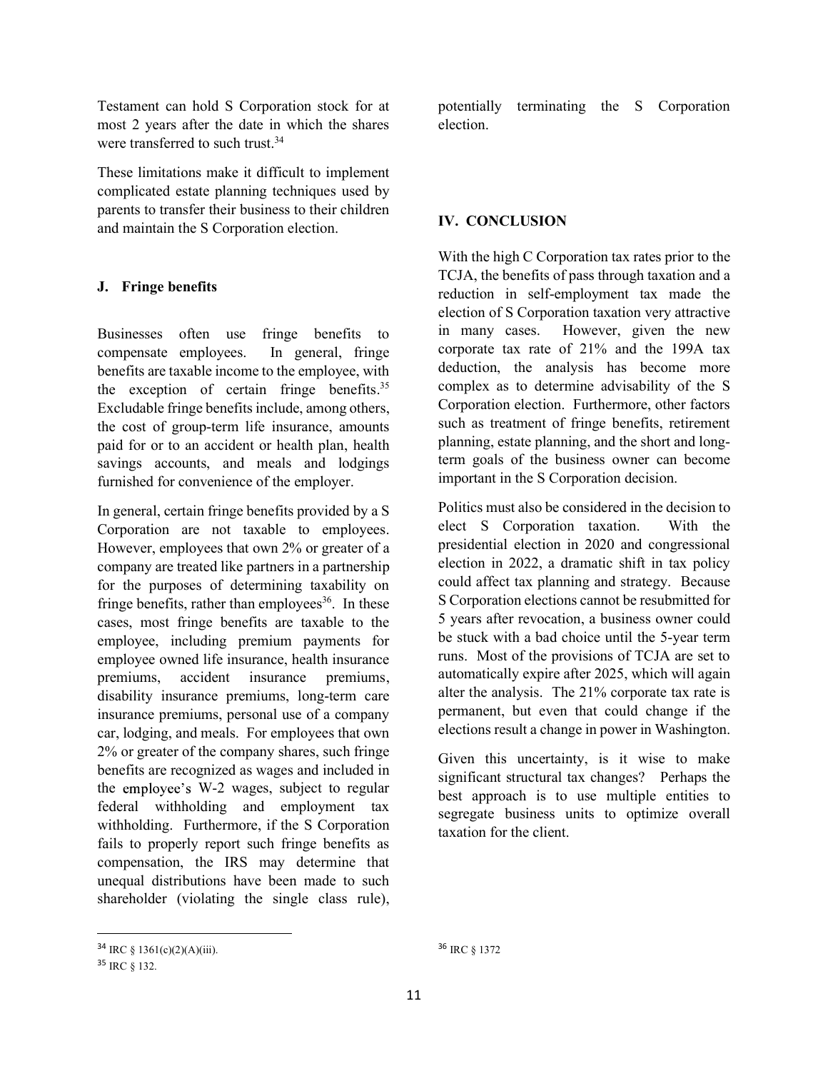Testament can hold S Corporation stock for at most 2 years after the date in which the shares were transferred to such trust.[34]

These limitations make it difficult to implement complicated estate planning techniques used by parents to transfer their business to their children and maintain the S Corporation election.

### J. Fringe benefits

Businesses often use fringe benefits to compensate employees. In general, fringe benefits are taxable income to the employee, with the exception of certain fringe benefits.[35] Excludable fringe benefits include, among others, the cost of group-term life insurance, amounts paid for or to an accident or health plan, health savings accounts, and meals and lodgings furnished for convenience of the employer.

In general, certain fringe benefits provided by a S Corporation are not taxable to employees. However, employees that own 2% or greater of a company are treated like partners in a partnership for the purposes of determining taxability on fringe benefits, rather than employees[36]. In these cases, most fringe benefits are taxable to the employee, including premium payments for employee owned life insurance, health insurance premiums, accident insurance premiums, disability insurance premiums, long-term care insurance premiums, personal use of a company car, lodging, and meals. For employees that own 2% or greater of the company shares, such fringe benefits are recognized as wages and included in the employee's W-2 wages, subject to regular federal withholding and employment tax withholding. Furthermore, if the S Corporation fails to properly report such fringe benefits as compensation, the IRS may determine that unequal distributions have been made to such shareholder (violating the single class rule), potentially terminating the S Corporation election.

## IV. CONCLUSION

With the high C Corporation tax rates prior to the TCJA, the benefits of pass through taxation and a reduction in self-employment tax made the election of S Corporation taxation very attractive in many cases. However, given the new corporate tax rate of 21% and the 199A tax deduction, the analysis has become more complex as to determine advisability of the S Corporation election. Furthermore, other factors such as treatment of fringe benefits, retirement planning, estate planning, and the short and long-term goals of the business owner can become important in the S Corporation decision.

Politics must also be considered in the decision to elect S Corporation taxation. With the presidential election in 2020 and congressional election in 2022, a dramatic shift in tax policy could affect tax planning and strategy. Because S Corporation elections cannot be resubmitted for 5 years after revocation, a business owner could be stuck with a bad choice until the 5-year term runs. Most of the provisions of TCJA are set to automatically expire after 2025, which will again alter the analysis. The 21% corporate tax rate is permanent, but even that could change if the elections result a change in power in Washington.

Given this uncertainty, is it wise to make significant structural tax changes? Perhaps the best approach is to use multiple entities to segregate business units to optimize overall taxation for the client.

---

[34] IRC § 1361(c)(2)(A)(iii).

[35] IRC § 132.

[36] IRC § 1372